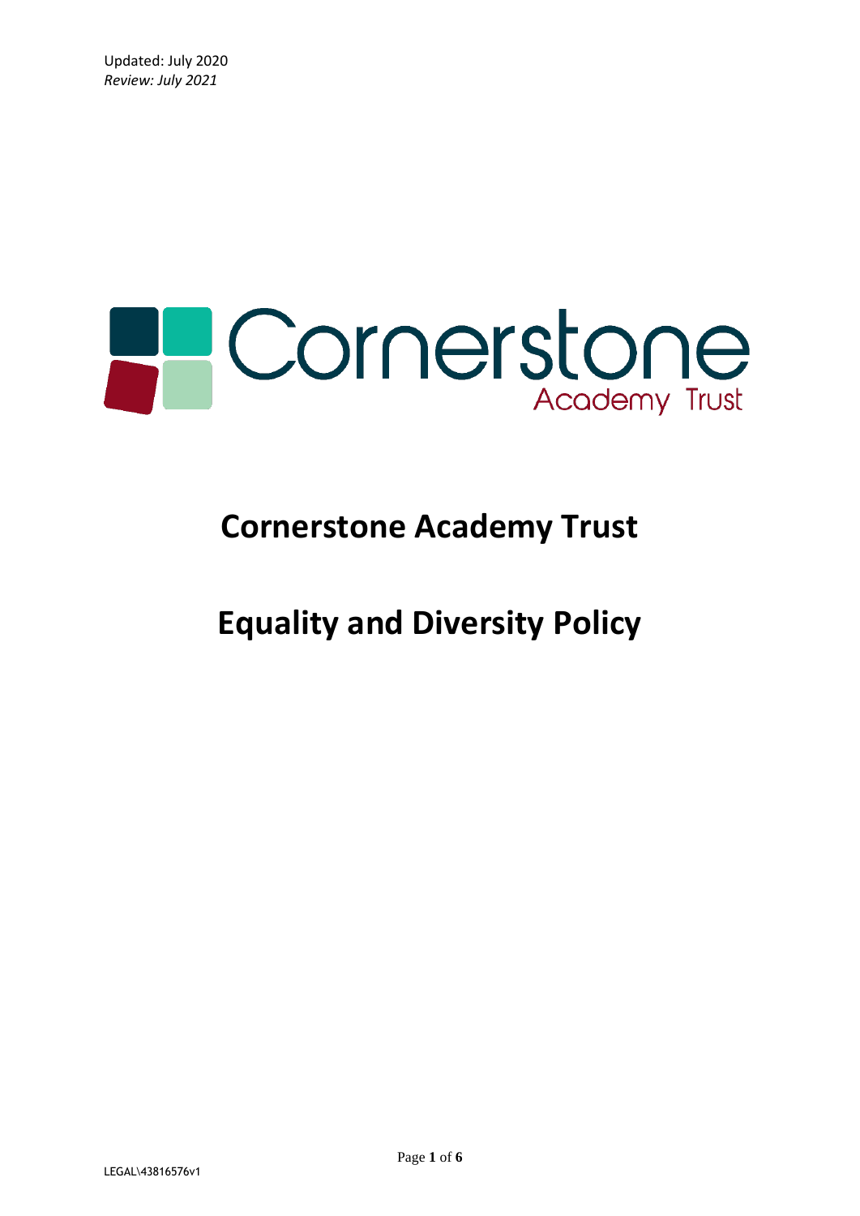Updated: July 2020
*Review: July 2021*

Cornerstone Academy Trust

# Cornerstone Academy Trust

# Equality and Diversity Policy

LEGAL\43816576v1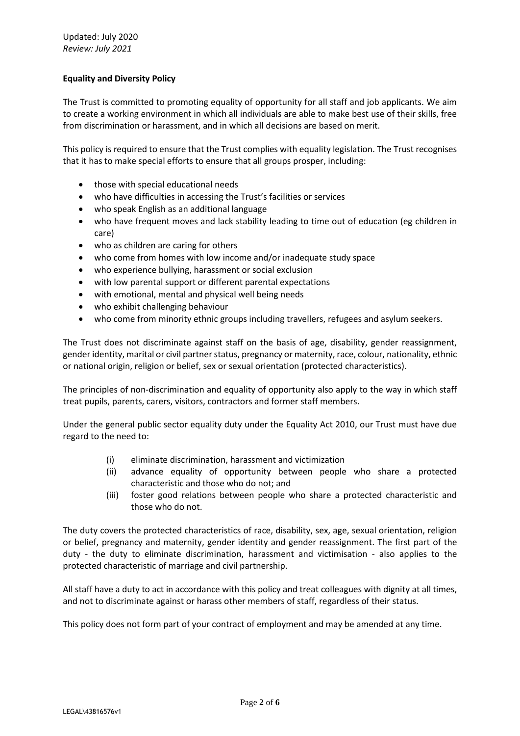Updated: July 2020
*Review: July 2021*

**Equality and Diversity Policy**

The Trust is committed to promoting equality of opportunity for all staff and job applicants. We aim to create a working environment in which all individuals are able to make best use of their skills, free from discrimination or harassment, and in which all decisions are based on merit.

This policy is required to ensure that the Trust complies with equality legislation. The Trust recognises that it has to make special efforts to ensure that all groups prosper, including:

- those with special educational needs
- who have difficulties in accessing the Trust's facilities or services
- who speak English as an additional language
- who have frequent moves and lack stability leading to time out of education (eg children in care)
- who as children are caring for others
- who come from homes with low income and/or inadequate study space
- who experience bullying, harassment or social exclusion
- with low parental support or different parental expectations
- with emotional, mental and physical well being needs
- who exhibit challenging behaviour
- who come from minority ethnic groups including travellers, refugees and asylum seekers.

The Trust does not discriminate against staff on the basis of age, disability, gender reassignment, gender identity, marital or civil partner status, pregnancy or maternity, race, colour, nationality, ethnic or national origin, religion or belief, sex or sexual orientation (protected characteristics).

The principles of non-discrimination and equality of opportunity also apply to the way in which staff treat pupils, parents, carers, visitors, contractors and former staff members.

Under the general public sector equality duty under the Equality Act 2010, our Trust must have due regard to the need to:

(i) eliminate discrimination, harassment and victimization
(ii) advance equality of opportunity between people who share a protected characteristic and those who do not; and
(iii) foster good relations between people who share a protected characteristic and those who do not.

The duty covers the protected characteristics of race, disability, sex, age, sexual orientation, religion or belief, pregnancy and maternity, gender identity and gender reassignment. The first part of the duty - the duty to eliminate discrimination, harassment and victimisation - also applies to the protected characteristic of marriage and civil partnership.

All staff have a duty to act in accordance with this policy and treat colleagues with dignity at all times, and not to discriminate against or harass other members of staff, regardless of their status.

This policy does not form part of your contract of employment and may be amended at any time.

LEGAL\43816576v1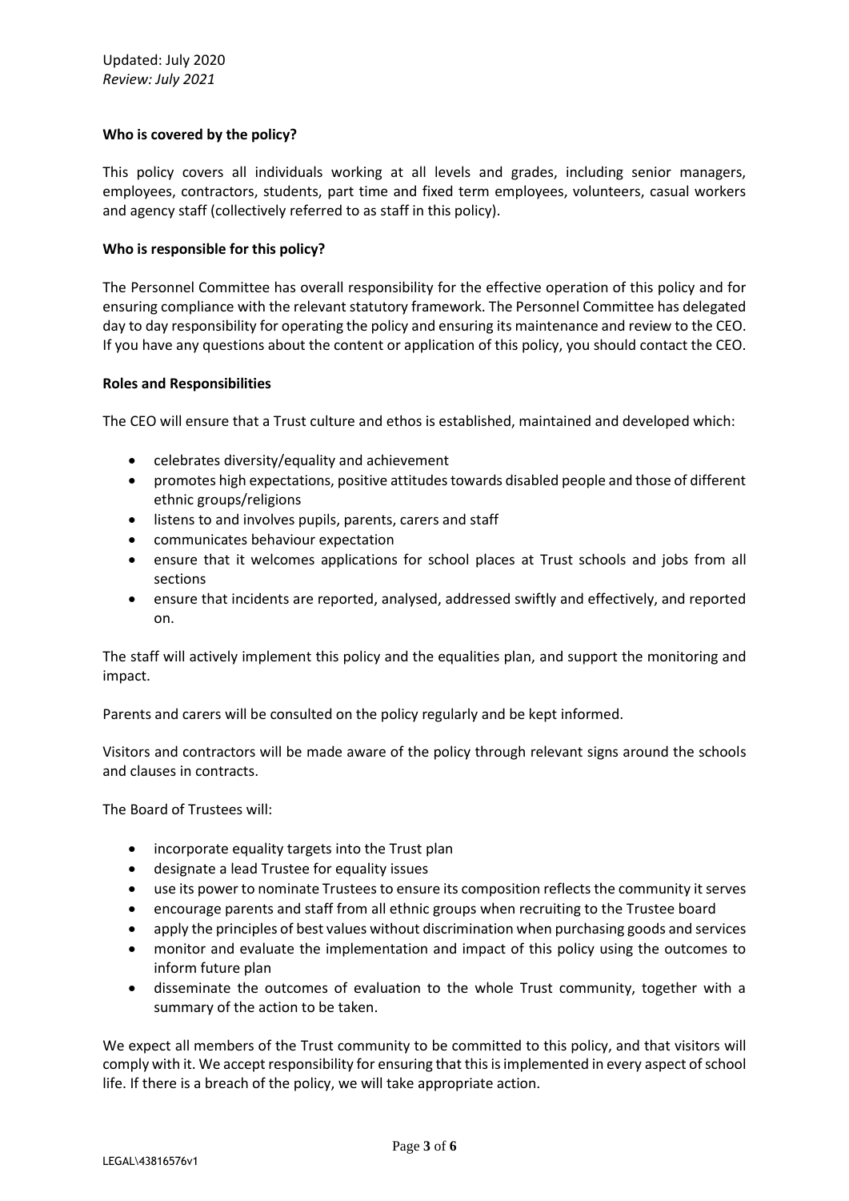**Who is covered by the policy?**

This policy covers all individuals working at all levels and grades, including senior managers, employees, contractors, students, part time and fixed term employees, volunteers, casual workers and agency staff (collectively referred to as staff in this policy).

**Who is responsible for this policy?**

The Personnel Committee has overall responsibility for the effective operation of this policy and for ensuring compliance with the relevant statutory framework. The Personnel Committee has delegated day to day responsibility for operating the policy and ensuring its maintenance and review to the CEO. If you have any questions about the content or application of this policy, you should contact the CEO.

**Roles and Responsibilities**

The CEO will ensure that a Trust culture and ethos is established, maintained and developed which:

- celebrates diversity/equality and achievement
- promotes high expectations, positive attitudes towards disabled people and those of different ethnic groups/religions
- listens to and involves pupils, parents, carers and staff
- communicates behaviour expectation
- ensure that it welcomes applications for school places at Trust schools and jobs from all sections
- ensure that incidents are reported, analysed, addressed swiftly and effectively, and reported on.

The staff will actively implement this policy and the equalities plan, and support the monitoring and impact.

Parents and carers will be consulted on the policy regularly and be kept informed.

Visitors and contractors will be made aware of the policy through relevant signs around the schools and clauses in contracts.

The Board of Trustees will:

- incorporate equality targets into the Trust plan
- designate a lead Trustee for equality issues
- use its power to nominate Trustees to ensure its composition reflects the community it serves
- encourage parents and staff from all ethnic groups when recruiting to the Trustee board
- apply the principles of best values without discrimination when purchasing goods and services
- monitor and evaluate the implementation and impact of this policy using the outcomes to inform future plan
- disseminate the outcomes of evaluation to the whole Trust community, together with a summary of the action to be taken.

We expect all members of the Trust community to be committed to this policy, and that visitors will comply with it. We accept responsibility for ensuring that this is implemented in every aspect of school life. If there is a breach of the policy, we will take appropriate action.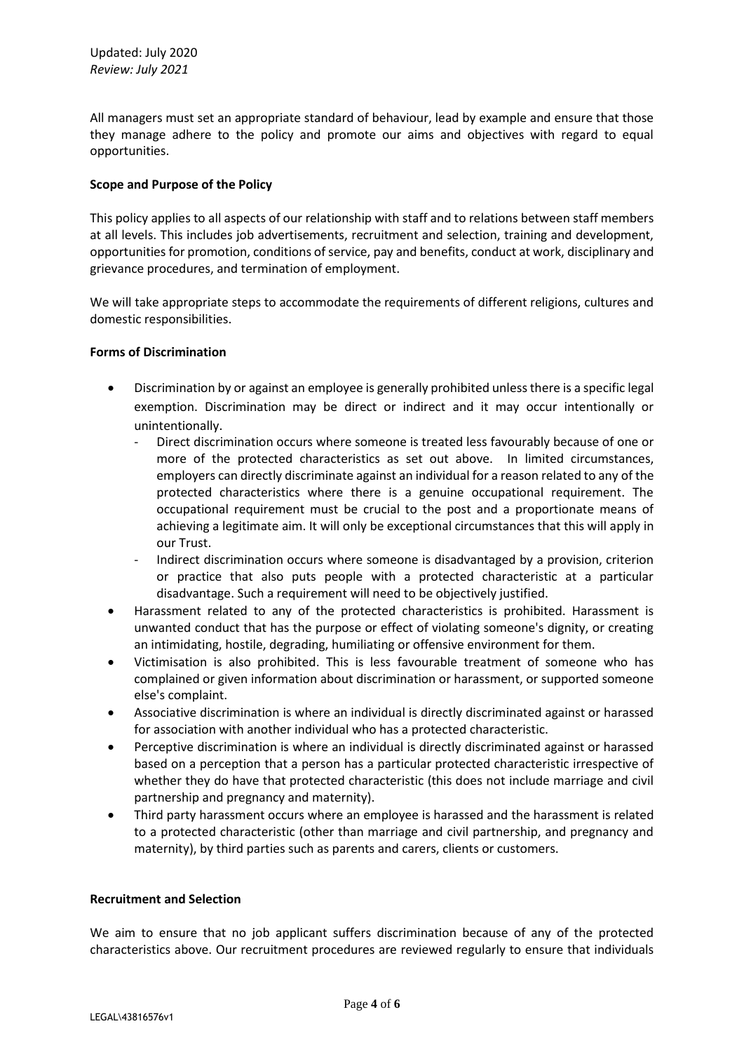All managers must set an appropriate standard of behaviour, lead by example and ensure that those they manage adhere to the policy and promote our aims and objectives with regard to equal opportunities.

**Scope and Purpose of the Policy**

This policy applies to all aspects of our relationship with staff and to relations between staff members at all levels. This includes job advertisements, recruitment and selection, training and development, opportunities for promotion, conditions of service, pay and benefits, conduct at work, disciplinary and grievance procedures, and termination of employment.

We will take appropriate steps to accommodate the requirements of different religions, cultures and domestic responsibilities.

**Forms of Discrimination**

- Discrimination by or against an employee is generally prohibited unless there is a specific legal exemption. Discrimination may be direct or indirect and it may occur intentionally or unintentionally.
  - Direct discrimination occurs where someone is treated less favourably because of one or more of the protected characteristics as set out above. In limited circumstances, employers can directly discriminate against an individual for a reason related to any of the protected characteristics where there is a genuine occupational requirement. The occupational requirement must be crucial to the post and a proportionate means of achieving a legitimate aim. It will only be exceptional circumstances that this will apply in our Trust.
  - Indirect discrimination occurs where someone is disadvantaged by a provision, criterion or practice that also puts people with a protected characteristic at a particular disadvantage. Such a requirement will need to be objectively justified.
- Harassment related to any of the protected characteristics is prohibited. Harassment is unwanted conduct that has the purpose or effect of violating someone's dignity, or creating an intimidating, hostile, degrading, humiliating or offensive environment for them.
- Victimisation is also prohibited. This is less favourable treatment of someone who has complained or given information about discrimination or harassment, or supported someone else's complaint.
- Associative discrimination is where an individual is directly discriminated against or harassed for association with another individual who has a protected characteristic.
- Perceptive discrimination is where an individual is directly discriminated against or harassed based on a perception that a person has a particular protected characteristic irrespective of whether they do have that protected characteristic (this does not include marriage and civil partnership and pregnancy and maternity).
- Third party harassment occurs where an employee is harassed and the harassment is related to a protected characteristic (other than marriage and civil partnership, and pregnancy and maternity), by third parties such as parents and carers, clients or customers.

**Recruitment and Selection**

We aim to ensure that no job applicant suffers discrimination because of any of the protected characteristics above. Our recruitment procedures are reviewed regularly to ensure that individuals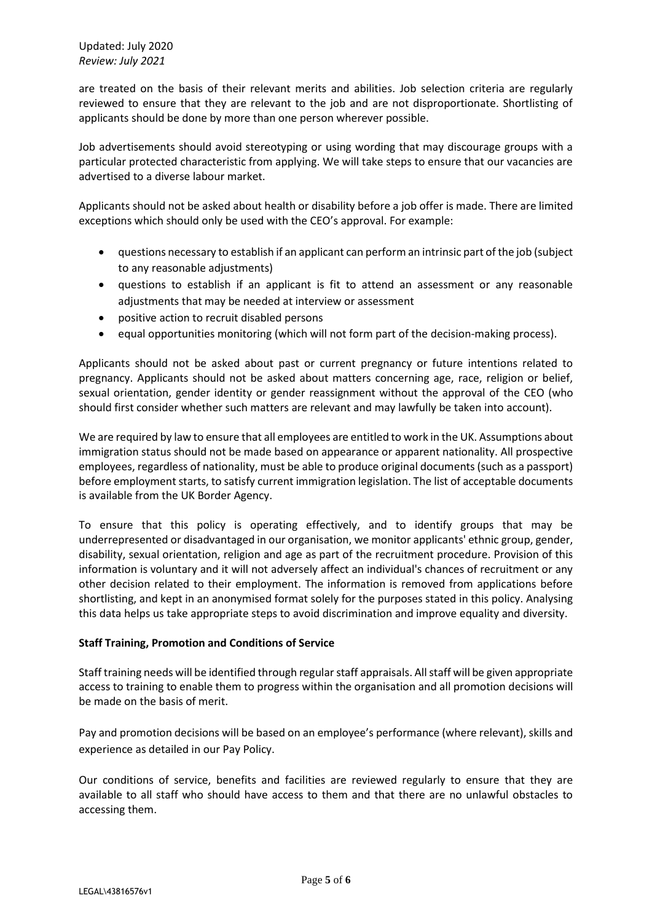are treated on the basis of their relevant merits and abilities. Job selection criteria are regularly reviewed to ensure that they are relevant to the job and are not disproportionate. Shortlisting of applicants should be done by more than one person wherever possible.

Job advertisements should avoid stereotyping or using wording that may discourage groups with a particular protected characteristic from applying. We will take steps to ensure that our vacancies are advertised to a diverse labour market.

Applicants should not be asked about health or disability before a job offer is made. There are limited exceptions which should only be used with the CEO's approval. For example:

- questions necessary to establish if an applicant can perform an intrinsic part of the job (subject to any reasonable adjustments)
- questions to establish if an applicant is fit to attend an assessment or any reasonable adjustments that may be needed at interview or assessment
- positive action to recruit disabled persons
- equal opportunities monitoring (which will not form part of the decision-making process).

Applicants should not be asked about past or current pregnancy or future intentions related to pregnancy. Applicants should not be asked about matters concerning age, race, religion or belief, sexual orientation, gender identity or gender reassignment without the approval of the CEO (who should first consider whether such matters are relevant and may lawfully be taken into account).

We are required by law to ensure that all employees are entitled to work in the UK. Assumptions about immigration status should not be made based on appearance or apparent nationality. All prospective employees, regardless of nationality, must be able to produce original documents (such as a passport) before employment starts, to satisfy current immigration legislation. The list of acceptable documents is available from the UK Border Agency.

To ensure that this policy is operating effectively, and to identify groups that may be underrepresented or disadvantaged in our organisation, we monitor applicants' ethnic group, gender, disability, sexual orientation, religion and age as part of the recruitment procedure. Provision of this information is voluntary and it will not adversely affect an individual's chances of recruitment or any other decision related to their employment. The information is removed from applications before shortlisting, and kept in an anonymised format solely for the purposes stated in this policy. Analysing this data helps us take appropriate steps to avoid discrimination and improve equality and diversity.

**Staff Training, Promotion and Conditions of Service**

Staff training needs will be identified through regular staff appraisals. All staff will be given appropriate access to training to enable them to progress within the organisation and all promotion decisions will be made on the basis of merit.

Pay and promotion decisions will be based on an employee's performance (where relevant), skills and experience as detailed in our Pay Policy.

Our conditions of service, benefits and facilities are reviewed regularly to ensure that they are available to all staff who should have access to them and that there are no unlawful obstacles to accessing them.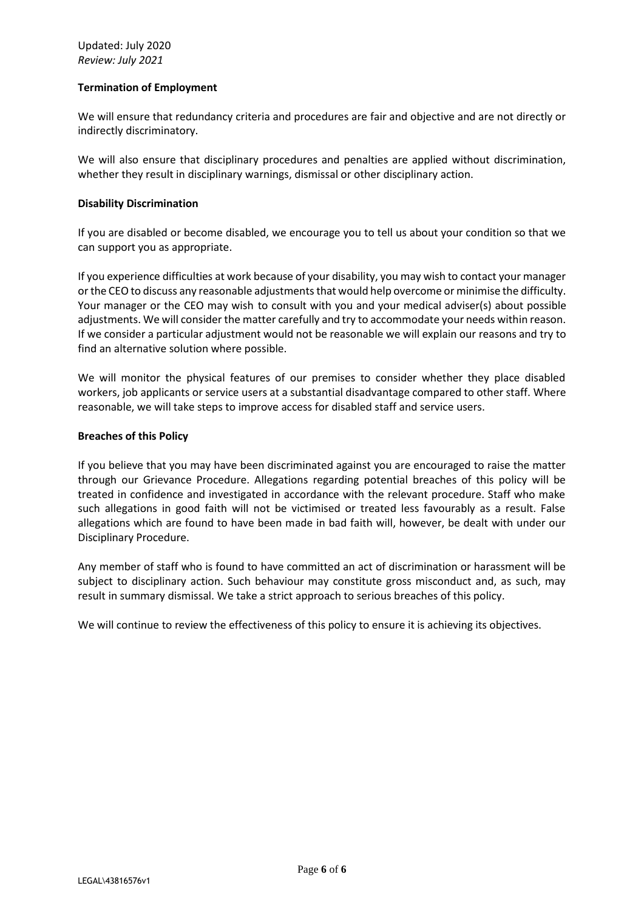Updated: July 2020
*Review: July 2021*

**Termination of Employment**

We will ensure that redundancy criteria and procedures are fair and objective and are not directly or indirectly discriminatory.

We will also ensure that disciplinary procedures and penalties are applied without discrimination, whether they result in disciplinary warnings, dismissal or other disciplinary action.

**Disability Discrimination**

If you are disabled or become disabled, we encourage you to tell us about your condition so that we can support you as appropriate.

If you experience difficulties at work because of your disability, you may wish to contact your manager or the CEO to discuss any reasonable adjustments that would help overcome or minimise the difficulty. Your manager or the CEO may wish to consult with you and your medical adviser(s) about possible adjustments. We will consider the matter carefully and try to accommodate your needs within reason. If we consider a particular adjustment would not be reasonable we will explain our reasons and try to find an alternative solution where possible.

We will monitor the physical features of our premises to consider whether they place disabled workers, job applicants or service users at a substantial disadvantage compared to other staff. Where reasonable, we will take steps to improve access for disabled staff and service users.

**Breaches of this Policy**

If you believe that you may have been discriminated against you are encouraged to raise the matter through our Grievance Procedure. Allegations regarding potential breaches of this policy will be treated in confidence and investigated in accordance with the relevant procedure. Staff who make such allegations in good faith will not be victimised or treated less favourably as a result. False allegations which are found to have been made in bad faith will, however, be dealt with under our Disciplinary Procedure.

Any member of staff who is found to have committed an act of discrimination or harassment will be subject to disciplinary action. Such behaviour may constitute gross misconduct and, as such, may result in summary dismissal. We take a strict approach to serious breaches of this policy.

We will continue to review the effectiveness of this policy to ensure it is achieving its objectives.

LEGAL\43816576v1